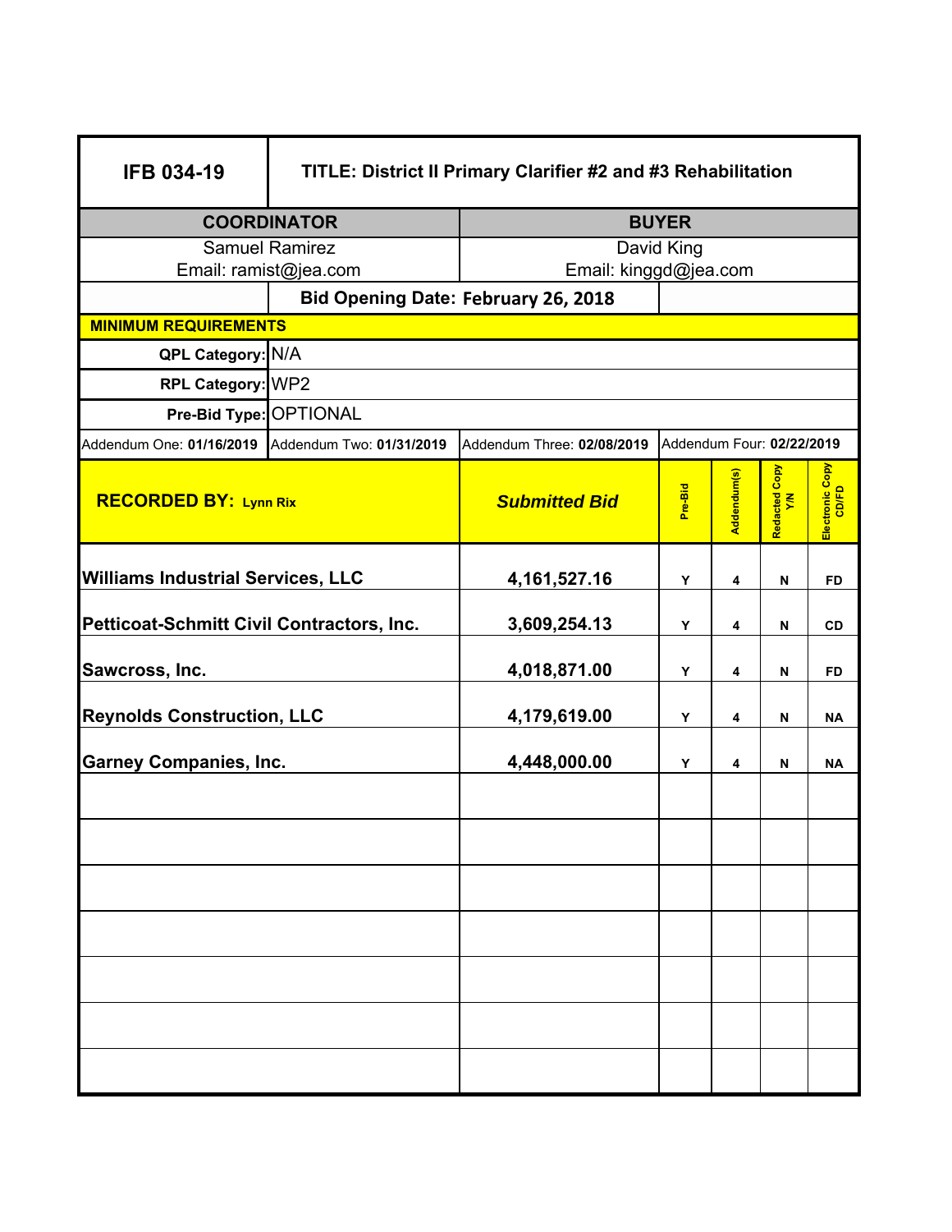| IFB 034-19 | TITLE: District II Primary Clarifier #2 and #3 Rehabilitation | | | | | |
|---|---|---|---|---|---|---|
| **COORDINATOR** | | **BUYER** | | | | |
| Samuel Ramirez<br>Email: ramist@jea.com | | David King<br>Email: kinggd@jea.com | | | | |
| | **Bid Opening Date: February 26, 2018** | | | | | |
| **MINIMUM REQUIREMENTS** | | | | | | |
| **QPL Category:** | N/A | | | | | |
| **RPL Category:** | WP2 | | | | | |
| **Pre-Bid Type:** | OPTIONAL | | | | | |
| Addendum One: **01/16/2019** | Addendum Two: **01/31/2019** | Addendum Three: **02/08/2019** | Addendum Four: **02/22/2019** | | | |
| **RECORDED BY: Lynn Rix** | | ***Submitted Bid*** | **Pre-Bid** | **Addendum(s)** | **Redacted Copy Y/N** | **Electronic Copy CD/FD** |
| **Williams Industrial Services, LLC** | | **4,161,527.16** | **Y** | **4** | **N** | **FD** |
| **Petticoat-Schmitt Civil Contractors, Inc.** | | **3,609,254.13** | **Y** | **4** | **N** | **CD** |
| **Sawcross, Inc.** | | **4,018,871.00** | **Y** | **4** | **N** | **FD** |
| **Reynolds Construction, LLC** | | **4,179,619.00** | **Y** | **4** | **N** | **NA** |
| **Garney Companies, Inc.** | | **4,448,000.00** | **Y** | **4** | **N** | **NA** |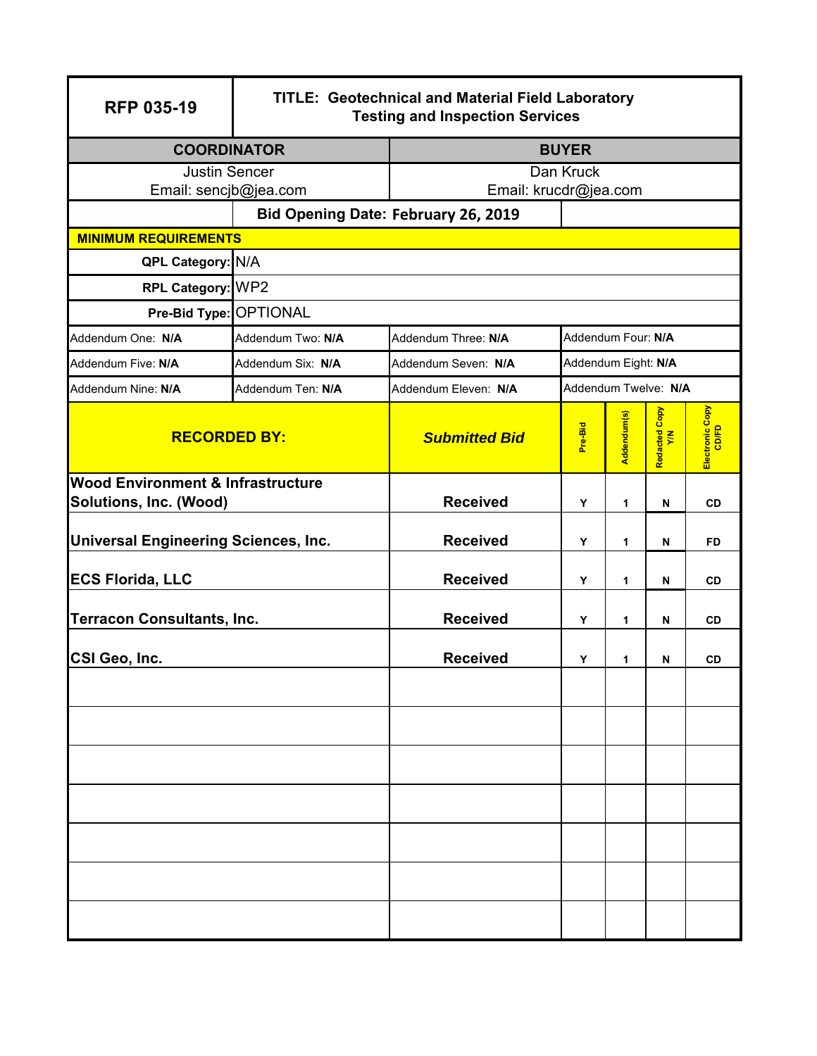| RFP 035-19 | TITLE: Geotechnical and Material Field Laboratory Testing and Inspection Services | | | | | |
|---|---|---|---|---|---|---|
| **COORDINATOR** | | **BUYER** | | | | |
| Justin Sencer<br>Email: sencjb@jea.com | | Dan Kruck<br>Email: krucdr@jea.com | | | | |
| | Bid Opening Date: February 26, 2019 | | | | | |
| **MINIMUM REQUIREMENTS** | | | | | | |
| **QPL Category:** | N/A | | | | | |
| **RPL Category:** | WP2 | | | | | |
| **Pre-Bid Type:** | OPTIONAL | | | | | |
| Addendum One: **N/A** | Addendum Two: **N/A** | Addendum Three: **N/A** | Addendum Four: **N/A** | | | |
| Addendum Five: **N/A** | Addendum Six: **N/A** | Addendum Seven: **N/A** | Addendum Eight: **N/A** | | | |
| Addendum Nine: **N/A** | Addendum Ten: **N/A** | Addendum Eleven: **N/A** | Addendum Twelve: **N/A** | | | |
| **RECORDED BY:** | | ***Submitted Bid*** | **Pre-Bid** | **Addendum(s)** | **Redacted Copy Y/N** | **Electronic Copy CD/FD** |
| **Wood Environment & Infrastructure Solutions, Inc. (Wood)** | | **Received** | **Y** | **1** | **N** | **CD** |
| **Universal Engineering Sciences, Inc.** | | **Received** | **Y** | **1** | **N** | **FD** |
| **ECS Florida, LLC** | | **Received** | **Y** | **1** | **N** | **CD** |
| **Terracon Consultants, Inc.** | | **Received** | **Y** | **1** | **N** | **CD** |
| **CSI Geo, Inc.** | | **Received** | **Y** | **1** | **N** | **CD** |
| | | | | | | |
| | | | | | | |
| | | | | | | |
| | | | | | | |
| | | | | | | |
| | | | | | | |
| | | | | | | |